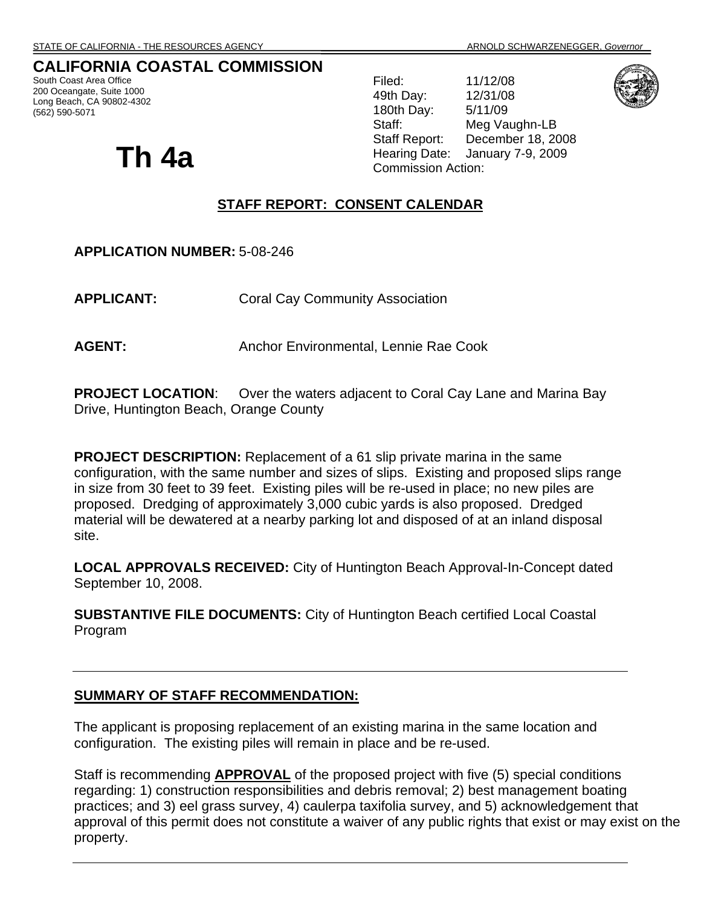STATE OF CALIFORNIA - THE RESOURCES AGENCY ARNOLD SCHWARZENEGGER, *Governor*

# CALIFORNIA COASTAL COMMISSION

South Coast Area Office
200 Oceangate, Suite 1000
Long Beach, CA 90802-4302
(562) 590-5071

| | |
|---|---|
| Filed: | 11/12/08 |
| 49th Day: | 12/31/08 |
| 180th Day: | 5/11/09 |
| Staff: | Meg Vaughn-LB |
| Staff Report: | December 18, 2008 |
| Hearing Date: | January 7-9, 2009 |
| Commission Action: | |

# Th 4a

## STAFF REPORT: CONSENT CALENDAR

**APPLICATION NUMBER:** 5-08-246

**APPLICANT:** Coral Cay Community Association

**AGENT:** Anchor Environmental, Lennie Rae Cook

**PROJECT LOCATION**: Over the waters adjacent to Coral Cay Lane and Marina Bay Drive, Huntington Beach, Orange County

**PROJECT DESCRIPTION:** Replacement of a 61 slip private marina in the same configuration, with the same number and sizes of slips. Existing and proposed slips range in size from 30 feet to 39 feet. Existing piles will be re-used in place; no new piles are proposed. Dredging of approximately 3,000 cubic yards is also proposed. Dredged material will be dewatered at a nearby parking lot and disposed of at an inland disposal site.

**LOCAL APPROVALS RECEIVED:** City of Huntington Beach Approval-In-Concept dated September 10, 2008.

**SUBSTANTIVE FILE DOCUMENTS:** City of Huntington Beach certified Local Coastal Program

---

## SUMMARY OF STAFF RECOMMENDATION:

The applicant is proposing replacement of an existing marina in the same location and configuration. The existing piles will remain in place and be re-used.

Staff is recommending **APPROVAL** of the proposed project with five (5) special conditions regarding: 1) construction responsibilities and debris removal; 2) best management boating practices; and 3) eel grass survey, 4) caulerpa taxifolia survey, and 5) acknowledgement that approval of this permit does not constitute a waiver of any public rights that exist or may exist on the property.

---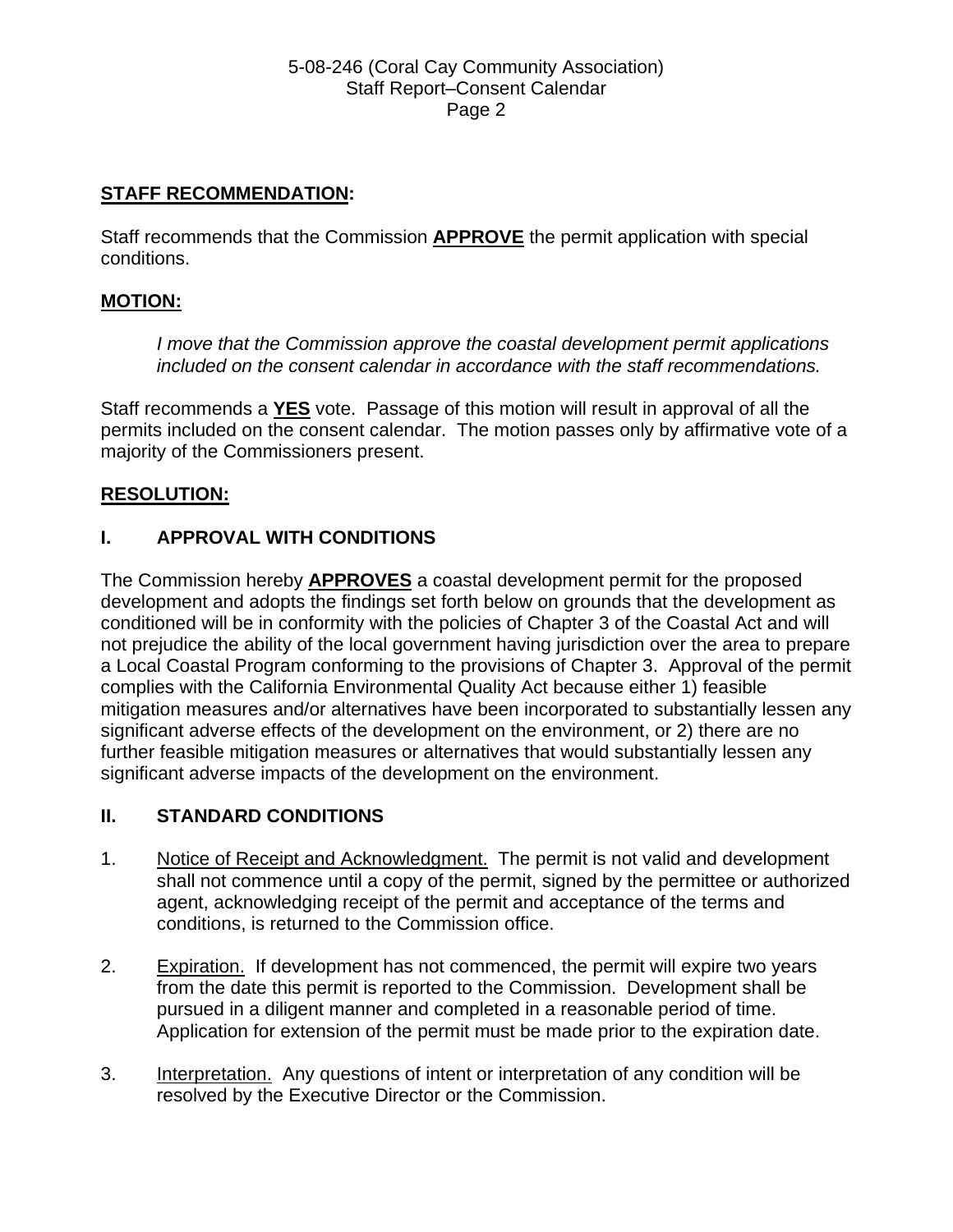## **STAFF RECOMMENDATION:**

Staff recommends that the Commission **APPROVE** the permit application with special conditions.

## **MOTION:**

*I move that the Commission approve the coastal development permit applications included on the consent calendar in accordance with the staff recommendations.*

Staff recommends a **YES** vote. Passage of this motion will result in approval of all the permits included on the consent calendar. The motion passes only by affirmative vote of a majority of the Commissioners present.

## **RESOLUTION:**

### **I. APPROVAL WITH CONDITIONS**

The Commission hereby **APPROVES** a coastal development permit for the proposed development and adopts the findings set forth below on grounds that the development as conditioned will be in conformity with the policies of Chapter 3 of the Coastal Act and will not prejudice the ability of the local government having jurisdiction over the area to prepare a Local Coastal Program conforming to the provisions of Chapter 3. Approval of the permit complies with the California Environmental Quality Act because either 1) feasible mitigation measures and/or alternatives have been incorporated to substantially lessen any significant adverse effects of the development on the environment, or 2) there are no further feasible mitigation measures or alternatives that would substantially lessen any significant adverse impacts of the development on the environment.

### **II. STANDARD CONDITIONS**

1. Notice of Receipt and Acknowledgment. The permit is not valid and development shall not commence until a copy of the permit, signed by the permittee or authorized agent, acknowledging receipt of the permit and acceptance of the terms and conditions, is returned to the Commission office.

2. Expiration. If development has not commenced, the permit will expire two years from the date this permit is reported to the Commission. Development shall be pursued in a diligent manner and completed in a reasonable period of time. Application for extension of the permit must be made prior to the expiration date.

3. Interpretation. Any questions of intent or interpretation of any condition will be resolved by the Executive Director or the Commission.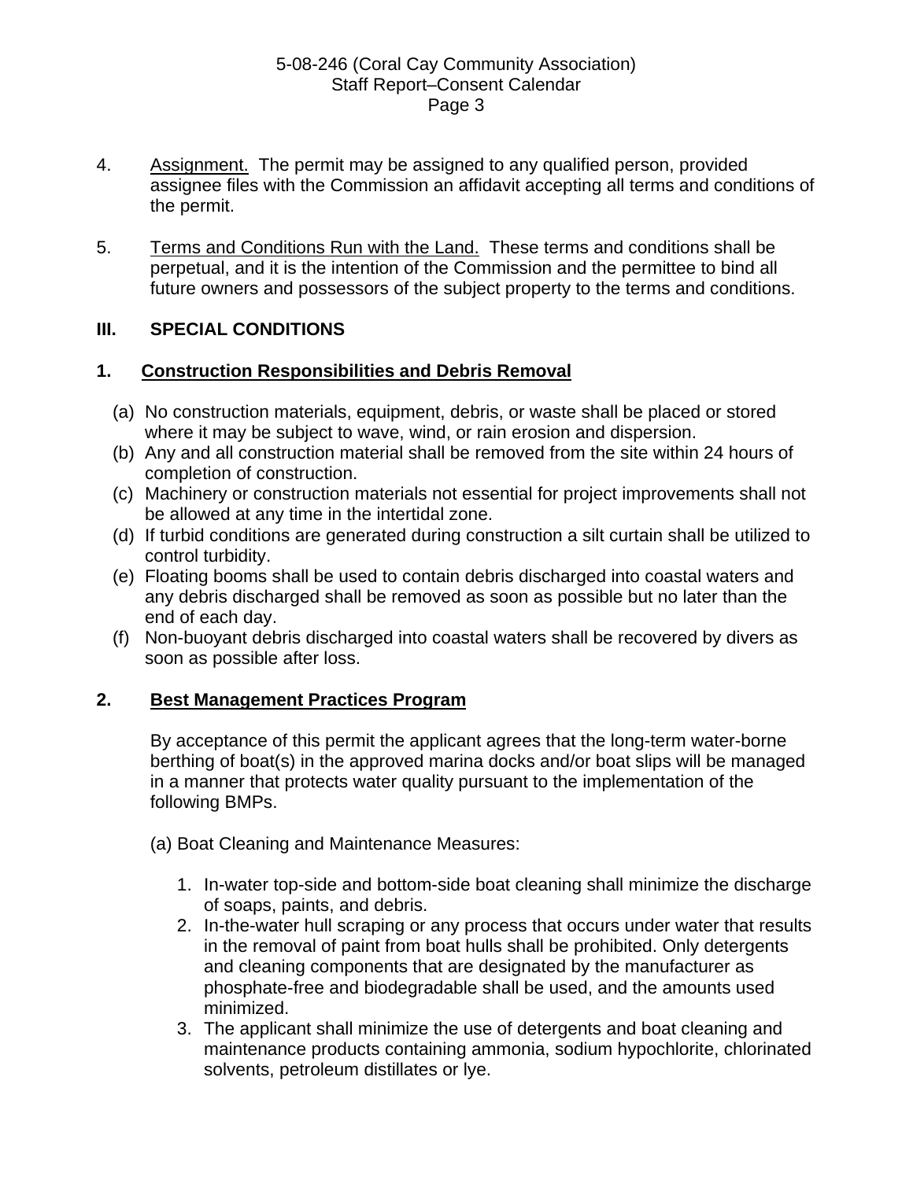4. Assignment. The permit may be assigned to any qualified person, provided assignee files with the Commission an affidavit accepting all terms and conditions of the permit.

5. Terms and Conditions Run with the Land. These terms and conditions shall be perpetual, and it is the intention of the Commission and the permittee to bind all future owners and possessors of the subject property to the terms and conditions.

## III. SPECIAL CONDITIONS

### 1. Construction Responsibilities and Debris Removal

(a) No construction materials, equipment, debris, or waste shall be placed or stored where it may be subject to wave, wind, or rain erosion and dispersion.
(b) Any and all construction material shall be removed from the site within 24 hours of completion of construction.
(c) Machinery or construction materials not essential for project improvements shall not be allowed at any time in the intertidal zone.
(d) If turbid conditions are generated during construction a silt curtain shall be utilized to control turbidity.
(e) Floating booms shall be used to contain debris discharged into coastal waters and any debris discharged shall be removed as soon as possible but no later than the end of each day.
(f) Non-buoyant debris discharged into coastal waters shall be recovered by divers as soon as possible after loss.

### 2. Best Management Practices Program

By acceptance of this permit the applicant agrees that the long-term water-borne berthing of boat(s) in the approved marina docks and/or boat slips will be managed in a manner that protects water quality pursuant to the implementation of the following BMPs.

(a) Boat Cleaning and Maintenance Measures:

1. In-water top-side and bottom-side boat cleaning shall minimize the discharge of soaps, paints, and debris.
2. In-the-water hull scraping or any process that occurs under water that results in the removal of paint from boat hulls shall be prohibited. Only detergents and cleaning components that are designated by the manufacturer as phosphate-free and biodegradable shall be used, and the amounts used minimized.
3. The applicant shall minimize the use of detergents and boat cleaning and maintenance products containing ammonia, sodium hypochlorite, chlorinated solvents, petroleum distillates or lye.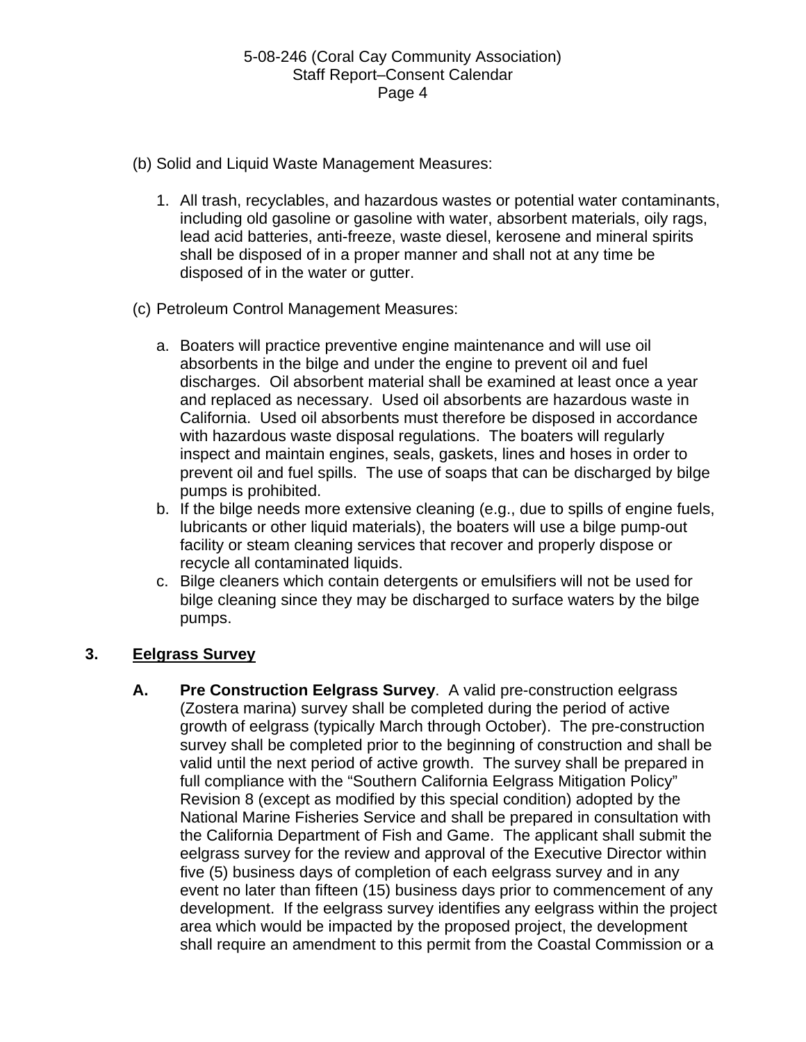(b) Solid and Liquid Waste Management Measures:

1. All trash, recyclables, and hazardous wastes or potential water contaminants, including old gasoline or gasoline with water, absorbent materials, oily rags, lead acid batteries, anti-freeze, waste diesel, kerosene and mineral spirits shall be disposed of in a proper manner and shall not at any time be disposed of in the water or gutter.

(c) Petroleum Control Management Measures:

a. Boaters will practice preventive engine maintenance and will use oil absorbents in the bilge and under the engine to prevent oil and fuel discharges. Oil absorbent material shall be examined at least once a year and replaced as necessary. Used oil absorbents are hazardous waste in California. Used oil absorbents must therefore be disposed in accordance with hazardous waste disposal regulations. The boaters will regularly inspect and maintain engines, seals, gaskets, lines and hoses in order to prevent oil and fuel spills. The use of soaps that can be discharged by bilge pumps is prohibited.
b. If the bilge needs more extensive cleaning (e.g., due to spills of engine fuels, lubricants or other liquid materials), the boaters will use a bilge pump-out facility or steam cleaning services that recover and properly dispose or recycle all contaminated liquids.
c. Bilge cleaners which contain detergents or emulsifiers will not be used for bilge cleaning since they may be discharged to surface waters by the bilge pumps.

**3. Eelgrass Survey**

**A. Pre Construction Eelgrass Survey**. A valid pre-construction eelgrass (Zostera marina) survey shall be completed during the period of active growth of eelgrass (typically March through October). The pre-construction survey shall be completed prior to the beginning of construction and shall be valid until the next period of active growth. The survey shall be prepared in full compliance with the "Southern California Eelgrass Mitigation Policy" Revision 8 (except as modified by this special condition) adopted by the National Marine Fisheries Service and shall be prepared in consultation with the California Department of Fish and Game. The applicant shall submit the eelgrass survey for the review and approval of the Executive Director within five (5) business days of completion of each eelgrass survey and in any event no later than fifteen (15) business days prior to commencement of any development. If the eelgrass survey identifies any eelgrass within the project area which would be impacted by the proposed project, the development shall require an amendment to this permit from the Coastal Commission or a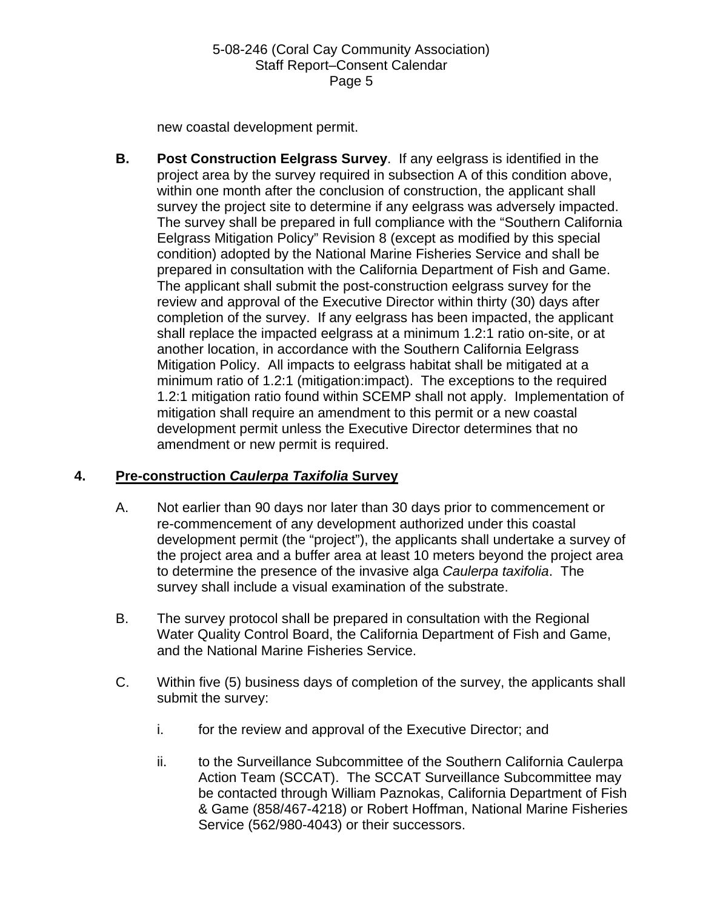new coastal development permit.

**B. Post Construction Eelgrass Survey**. If any eelgrass is identified in the project area by the survey required in subsection A of this condition above, within one month after the conclusion of construction, the applicant shall survey the project site to determine if any eelgrass was adversely impacted. The survey shall be prepared in full compliance with the "Southern California Eelgrass Mitigation Policy" Revision 8 (except as modified by this special condition) adopted by the National Marine Fisheries Service and shall be prepared in consultation with the California Department of Fish and Game. The applicant shall submit the post-construction eelgrass survey for the review and approval of the Executive Director within thirty (30) days after completion of the survey. If any eelgrass has been impacted, the applicant shall replace the impacted eelgrass at a minimum 1.2:1 ratio on-site, or at another location, in accordance with the Southern California Eelgrass Mitigation Policy. All impacts to eelgrass habitat shall be mitigated at a minimum ratio of 1.2:1 (mitigation:impact). The exceptions to the required 1.2:1 mitigation ratio found within SCEMP shall not apply. Implementation of mitigation shall require an amendment to this permit or a new coastal development permit unless the Executive Director determines that no amendment or new permit is required.

## 4. Pre-construction *Caulerpa Taxifolia* Survey

A. Not earlier than 90 days nor later than 30 days prior to commencement or re-commencement of any development authorized under this coastal development permit (the "project"), the applicants shall undertake a survey of the project area and a buffer area at least 10 meters beyond the project area to determine the presence of the invasive alga *Caulerpa taxifolia*. The survey shall include a visual examination of the substrate.

B. The survey protocol shall be prepared in consultation with the Regional Water Quality Control Board, the California Department of Fish and Game, and the National Marine Fisheries Service.

C. Within five (5) business days of completion of the survey, the applicants shall submit the survey:

i. for the review and approval of the Executive Director; and

ii. to the Surveillance Subcommittee of the Southern California Caulerpa Action Team (SCCAT). The SCCAT Surveillance Subcommittee may be contacted through William Paznokas, California Department of Fish & Game (858/467-4218) or Robert Hoffman, National Marine Fisheries Service (562/980-4043) or their successors.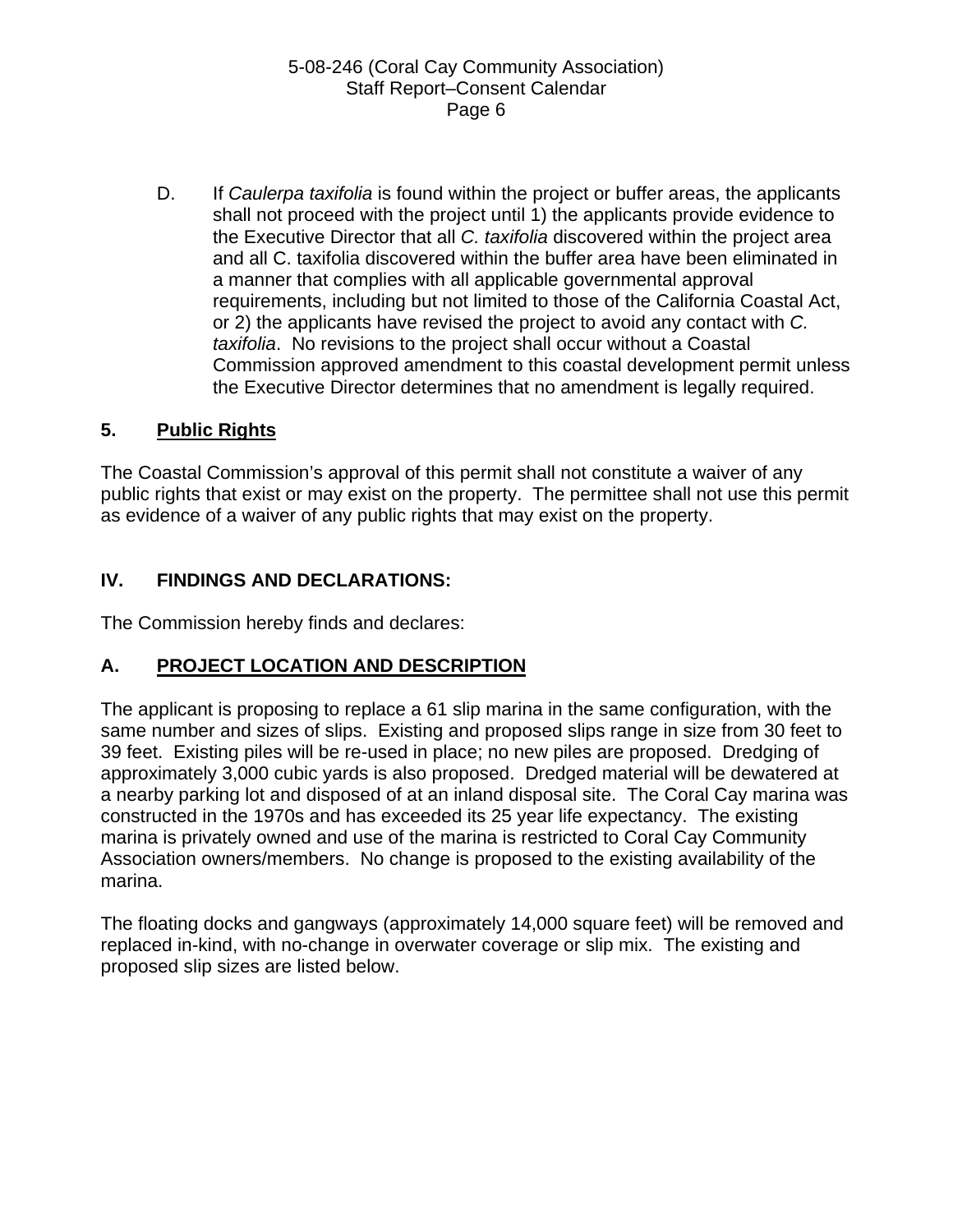D. If *Caulerpa taxifolia* is found within the project or buffer areas, the applicants shall not proceed with the project until 1) the applicants provide evidence to the Executive Director that all *C. taxifolia* discovered within the project area and all C. taxifolia discovered within the buffer area have been eliminated in a manner that complies with all applicable governmental approval requirements, including but not limited to those of the California Coastal Act, or 2) the applicants have revised the project to avoid any contact with *C. taxifolia*. No revisions to the project shall occur without a Coastal Commission approved amendment to this coastal development permit unless the Executive Director determines that no amendment is legally required.

## 5. Public Rights

The Coastal Commission's approval of this permit shall not constitute a waiver of any public rights that exist or may exist on the property. The permittee shall not use this permit as evidence of a waiver of any public rights that may exist on the property.

## IV. FINDINGS AND DECLARATIONS:

The Commission hereby finds and declares:

## A. PROJECT LOCATION AND DESCRIPTION

The applicant is proposing to replace a 61 slip marina in the same configuration, with the same number and sizes of slips. Existing and proposed slips range in size from 30 feet to 39 feet. Existing piles will be re-used in place; no new piles are proposed. Dredging of approximately 3,000 cubic yards is also proposed. Dredged material will be dewatered at a nearby parking lot and disposed of at an inland disposal site. The Coral Cay marina was constructed in the 1970s and has exceeded its 25 year life expectancy. The existing marina is privately owned and use of the marina is restricted to Coral Cay Community Association owners/members. No change is proposed to the existing availability of the marina.

The floating docks and gangways (approximately 14,000 square feet) will be removed and replaced in-kind, with no-change in overwater coverage or slip mix. The existing and proposed slip sizes are listed below.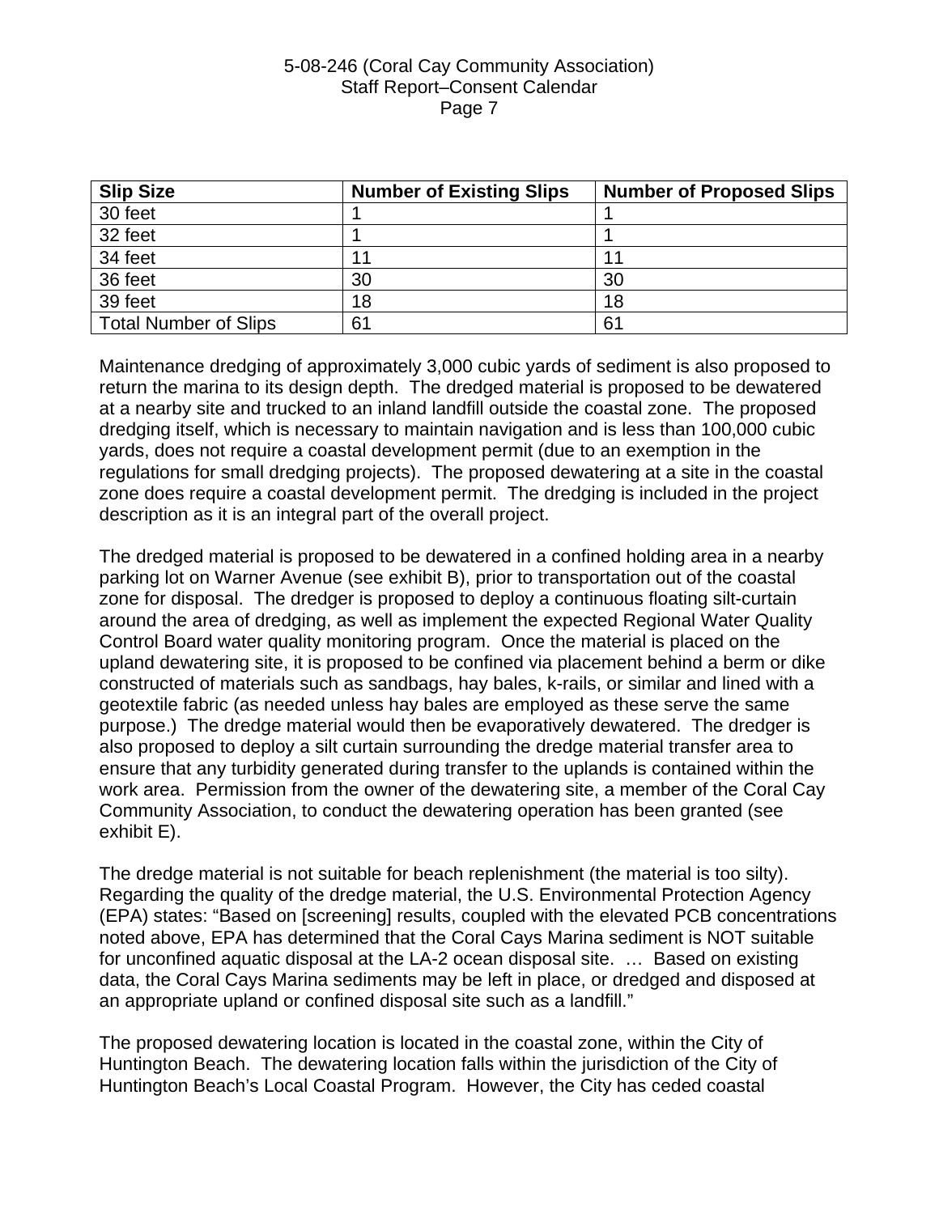| Slip Size | Number of Existing Slips | Number of Proposed Slips |
| --- | --- | --- |
| 30 feet | 1 | 1 |
| 32 feet | 1 | 1 |
| 34 feet | 11 | 11 |
| 36 feet | 30 | 30 |
| 39 feet | 18 | 18 |
| Total Number of Slips | 61 | 61 |

Maintenance dredging of approximately 3,000 cubic yards of sediment is also proposed to return the marina to its design depth. The dredged material is proposed to be dewatered at a nearby site and trucked to an inland landfill outside the coastal zone. The proposed dredging itself, which is necessary to maintain navigation and is less than 100,000 cubic yards, does not require a coastal development permit (due to an exemption in the regulations for small dredging projects). The proposed dewatering at a site in the coastal zone does require a coastal development permit. The dredging is included in the project description as it is an integral part of the overall project.

The dredged material is proposed to be dewatered in a confined holding area in a nearby parking lot on Warner Avenue (see exhibit B), prior to transportation out of the coastal zone for disposal. The dredger is proposed to deploy a continuous floating silt-curtain around the area of dredging, as well as implement the expected Regional Water Quality Control Board water quality monitoring program. Once the material is placed on the upland dewatering site, it is proposed to be confined via placement behind a berm or dike constructed of materials such as sandbags, hay bales, k-rails, or similar and lined with a geotextile fabric (as needed unless hay bales are employed as these serve the same purpose.) The dredge material would then be evaporatively dewatered. The dredger is also proposed to deploy a silt curtain surrounding the dredge material transfer area to ensure that any turbidity generated during transfer to the uplands is contained within the work area. Permission from the owner of the dewatering site, a member of the Coral Cay Community Association, to conduct the dewatering operation has been granted (see exhibit E).

The dredge material is not suitable for beach replenishment (the material is too silty). Regarding the quality of the dredge material, the U.S. Environmental Protection Agency (EPA) states: "Based on [screening] results, coupled with the elevated PCB concentrations noted above, EPA has determined that the Coral Cays Marina sediment is NOT suitable for unconfined aquatic disposal at the LA-2 ocean disposal site. … Based on existing data, the Coral Cays Marina sediments may be left in place, or dredged and disposed at an appropriate upland or confined disposal site such as a landfill."

The proposed dewatering location is located in the coastal zone, within the City of Huntington Beach. The dewatering location falls within the jurisdiction of the City of Huntington Beach's Local Coastal Program. However, the City has ceded coastal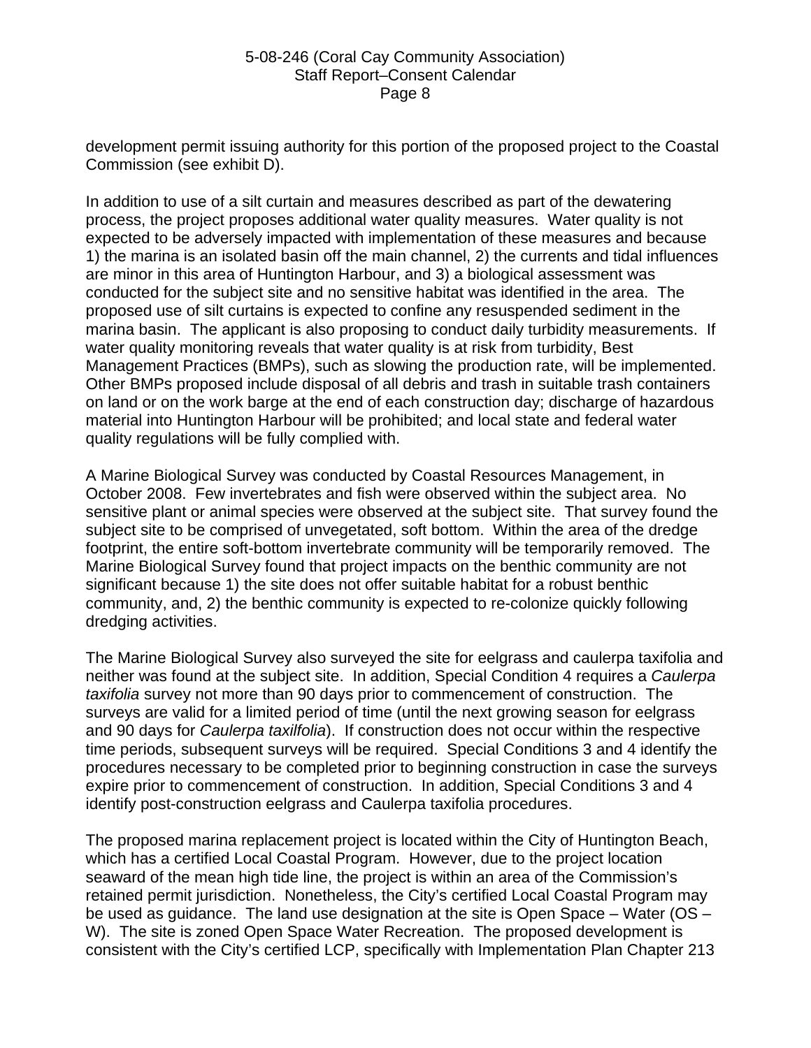development permit issuing authority for this portion of the proposed project to the Coastal Commission (see exhibit D).

In addition to use of a silt curtain and measures described as part of the dewatering process, the project proposes additional water quality measures. Water quality is not expected to be adversely impacted with implementation of these measures and because 1) the marina is an isolated basin off the main channel, 2) the currents and tidal influences are minor in this area of Huntington Harbour, and 3) a biological assessment was conducted for the subject site and no sensitive habitat was identified in the area. The proposed use of silt curtains is expected to confine any resuspended sediment in the marina basin. The applicant is also proposing to conduct daily turbidity measurements. If water quality monitoring reveals that water quality is at risk from turbidity, Best Management Practices (BMPs), such as slowing the production rate, will be implemented. Other BMPs proposed include disposal of all debris and trash in suitable trash containers on land or on the work barge at the end of each construction day; discharge of hazardous material into Huntington Harbour will be prohibited; and local state and federal water quality regulations will be fully complied with.

A Marine Biological Survey was conducted by Coastal Resources Management, in October 2008. Few invertebrates and fish were observed within the subject area. No sensitive plant or animal species were observed at the subject site. That survey found the subject site to be comprised of unvegetated, soft bottom. Within the area of the dredge footprint, the entire soft-bottom invertebrate community will be temporarily removed. The Marine Biological Survey found that project impacts on the benthic community are not significant because 1) the site does not offer suitable habitat for a robust benthic community, and, 2) the benthic community is expected to re-colonize quickly following dredging activities.

The Marine Biological Survey also surveyed the site for eelgrass and caulerpa taxifolia and neither was found at the subject site. In addition, Special Condition 4 requires a *Caulerpa taxifolia* survey not more than 90 days prior to commencement of construction. The surveys are valid for a limited period of time (until the next growing season for eelgrass and 90 days for *Caulerpa taxilfolia*). If construction does not occur within the respective time periods, subsequent surveys will be required. Special Conditions 3 and 4 identify the procedures necessary to be completed prior to beginning construction in case the surveys expire prior to commencement of construction. In addition, Special Conditions 3 and 4 identify post-construction eelgrass and Caulerpa taxifolia procedures.

The proposed marina replacement project is located within the City of Huntington Beach, which has a certified Local Coastal Program. However, due to the project location seaward of the mean high tide line, the project is within an area of the Commission's retained permit jurisdiction. Nonetheless, the City's certified Local Coastal Program may be used as guidance. The land use designation at the site is Open Space – Water (OS – W). The site is zoned Open Space Water Recreation. The proposed development is consistent with the City's certified LCP, specifically with Implementation Plan Chapter 213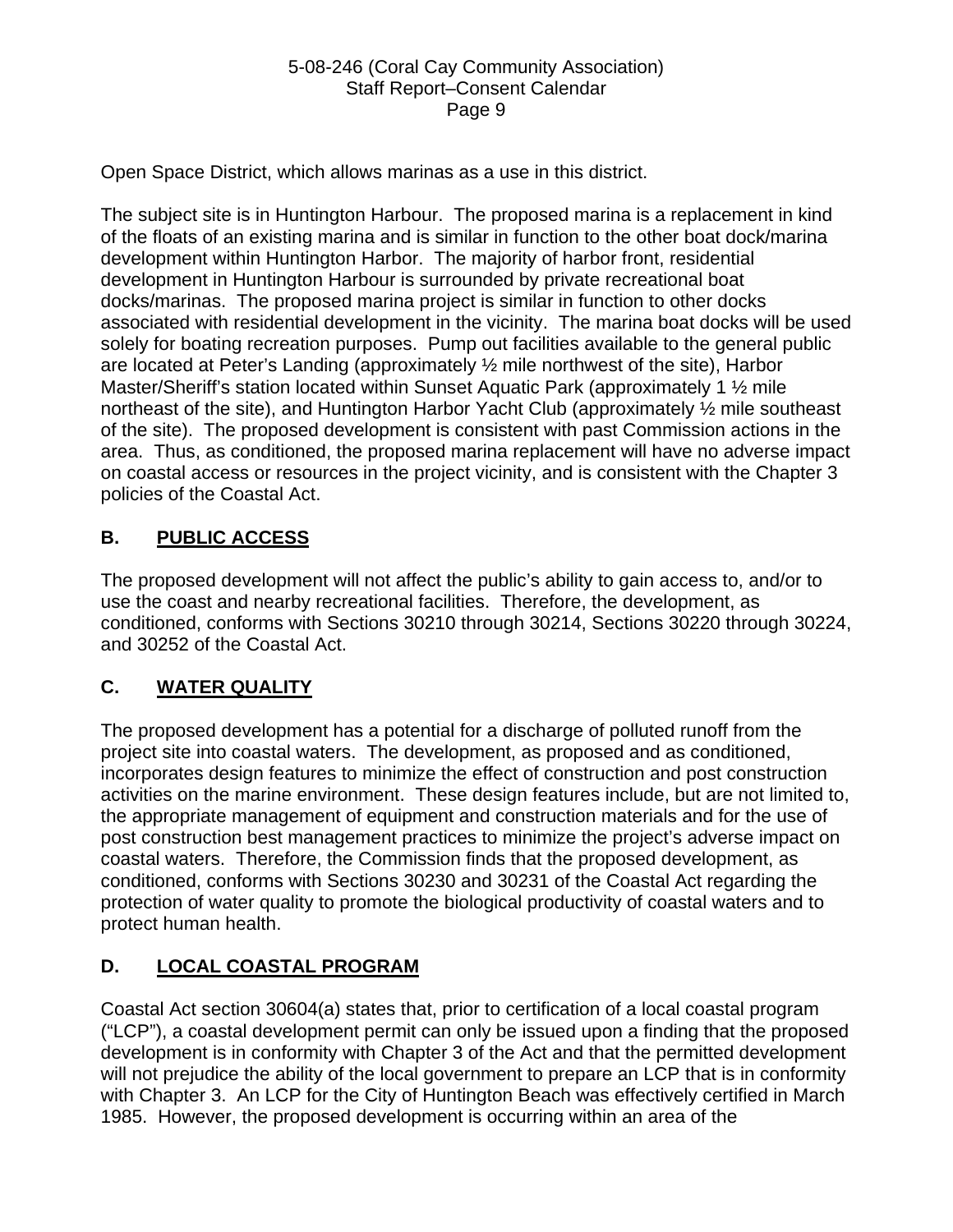Open Space District, which allows marinas as a use in this district.

The subject site is in Huntington Harbour. The proposed marina is a replacement in kind of the floats of an existing marina and is similar in function to the other boat dock/marina development within Huntington Harbor. The majority of harbor front, residential development in Huntington Harbour is surrounded by private recreational boat docks/marinas. The proposed marina project is similar in function to other docks associated with residential development in the vicinity. The marina boat docks will be used solely for boating recreation purposes. Pump out facilities available to the general public are located at Peter's Landing (approximately ½ mile northwest of the site), Harbor Master/Sheriff's station located within Sunset Aquatic Park (approximately 1 ½ mile northeast of the site), and Huntington Harbor Yacht Club (approximately ½ mile southeast of the site). The proposed development is consistent with past Commission actions in the area. Thus, as conditioned, the proposed marina replacement will have no adverse impact on coastal access or resources in the project vicinity, and is consistent with the Chapter 3 policies of the Coastal Act.

## B. PUBLIC ACCESS

The proposed development will not affect the public's ability to gain access to, and/or to use the coast and nearby recreational facilities. Therefore, the development, as conditioned, conforms with Sections 30210 through 30214, Sections 30220 through 30224, and 30252 of the Coastal Act.

## C. WATER QUALITY

The proposed development has a potential for a discharge of polluted runoff from the project site into coastal waters. The development, as proposed and as conditioned, incorporates design features to minimize the effect of construction and post construction activities on the marine environment. These design features include, but are not limited to, the appropriate management of equipment and construction materials and for the use of post construction best management practices to minimize the project's adverse impact on coastal waters. Therefore, the Commission finds that the proposed development, as conditioned, conforms with Sections 30230 and 30231 of the Coastal Act regarding the protection of water quality to promote the biological productivity of coastal waters and to protect human health.

## D. LOCAL COASTAL PROGRAM

Coastal Act section 30604(a) states that, prior to certification of a local coastal program ("LCP"), a coastal development permit can only be issued upon a finding that the proposed development is in conformity with Chapter 3 of the Act and that the permitted development will not prejudice the ability of the local government to prepare an LCP that is in conformity with Chapter 3. An LCP for the City of Huntington Beach was effectively certified in March 1985. However, the proposed development is occurring within an area of the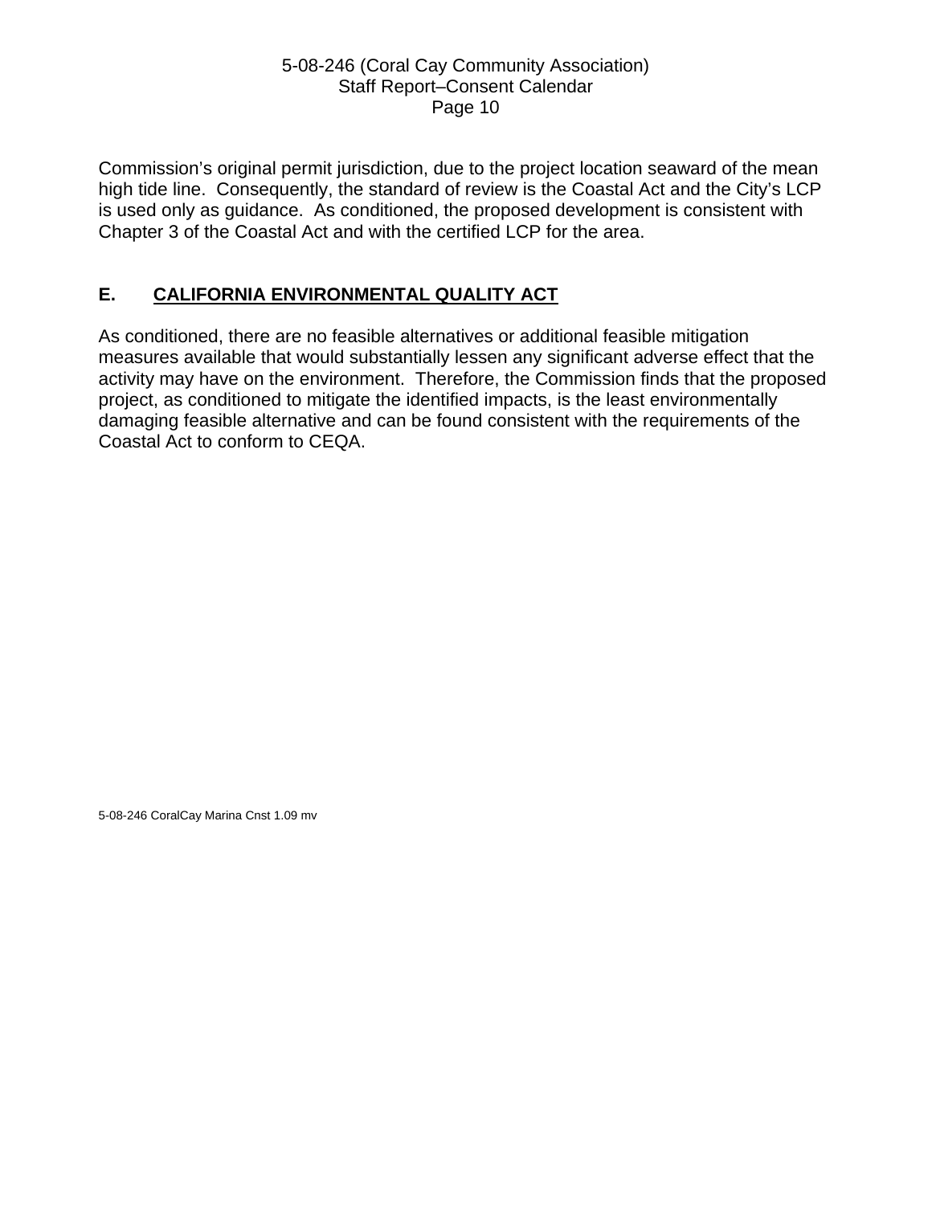Commission's original permit jurisdiction, due to the project location seaward of the mean high tide line. Consequently, the standard of review is the Coastal Act and the City's LCP is used only as guidance. As conditioned, the proposed development is consistent with Chapter 3 of the Coastal Act and with the certified LCP for the area.

## E. CALIFORNIA ENVIRONMENTAL QUALITY ACT

As conditioned, there are no feasible alternatives or additional feasible mitigation measures available that would substantially lessen any significant adverse effect that the activity may have on the environment. Therefore, the Commission finds that the proposed project, as conditioned to mitigate the identified impacts, is the least environmentally damaging feasible alternative and can be found consistent with the requirements of the Coastal Act to conform to CEQA.

5-08-246 CoralCay Marina Cnst 1.09 mv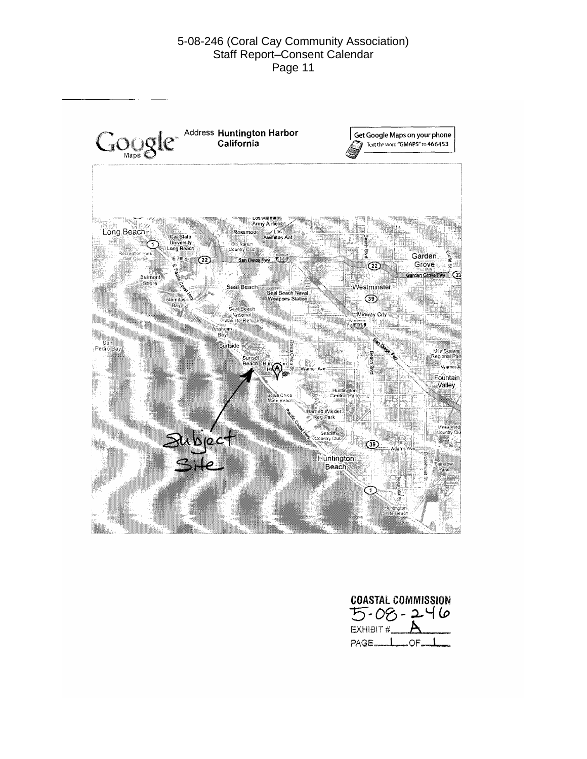Google Maps

Address **Huntington Harbor California**

Get Google Maps on your phone
Text the word "GMAPS" to 466453

Subject Site

COASTAL COMMISSION
5-08-246
EXHIBIT # A
PAGE 1 OF 1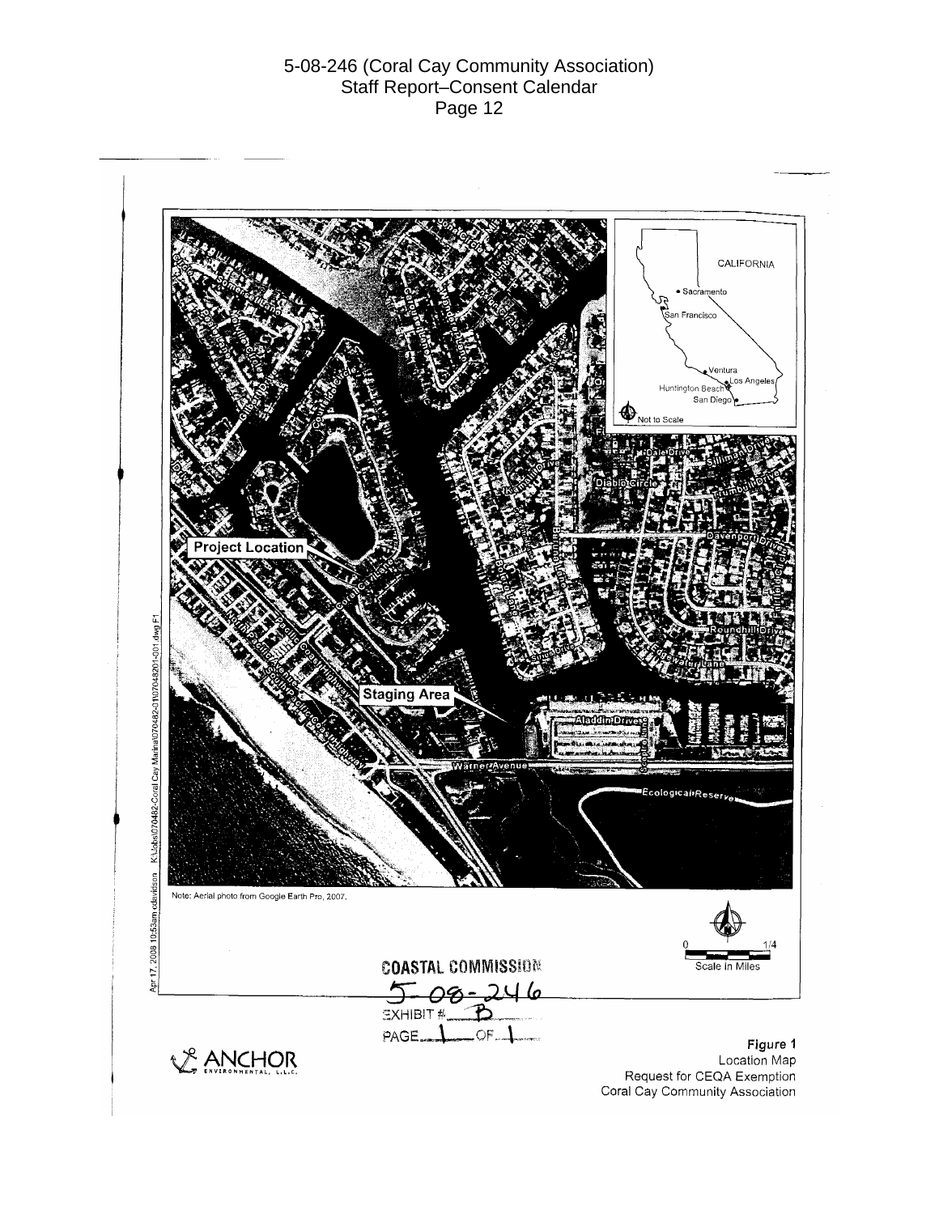Note: Aerial photo from Google Earth Pro, 2007.

COASTAL COMMISSION

5-08-246

EXHIBIT # B

PAGE 1 OF 1

ANCHOR ENVIRONMENTAL, L.L.C.

**Figure 1**
Location Map
Request for CEQA Exemption
Coral Cay Community Association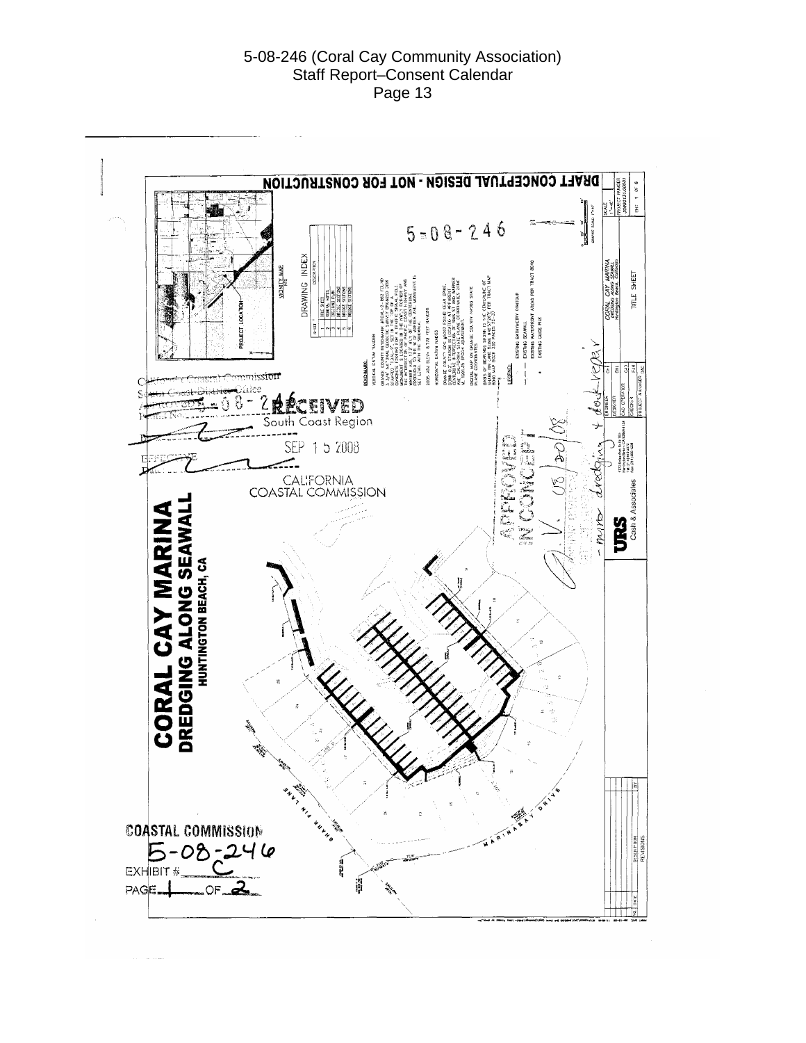DRAFT CONCEPTUAL DESIGN - NOT FOR CONSTRUCTION

# CORAL CAY MARINA
## DREDGING ALONG SEAWALL
### HUNTINGTON BEACH, CA

5-08-246

RECEIVED
South Coast Region

SEP 15 2008

CALIFORNIA
COASTAL COMMISSION

APPROVED IN CONCEPT

D.V. 08/20/08
- minor dredging + dock repair

VICINITY MAP

PROJECT LOCATION

DRAWING INDEX

| SHEET | DESCRIPTION |
|---|---|
| 1 | TITLE SHEET |
| 2 | GENERAL NOTES |
| 3 | DREDGING PLAN |
| 4 | DREDGE SECTIONS |
| 5 | DREDGE SECTIONS |
| 6 | DREDGE SECTIONS |

LEGEND:

- EXISTING BATHYMETRY CONTOUR
- EXISTING SEAWALL
- EXISTING WATERFRONT AREAS PER TRACT 8040
- EXISTING GUIDE PILE

URS

Cash & Associates

CORAL CAY MARINA
Dredging Along Seawall
Huntington Beach, California

TITLE SHEET

SHEET 1 OF 6

SHARK FIN LANE

MARINA BAY DRIVE

COASTAL COMMISSION
5-08-246
EXHIBIT # C
PAGE 1 OF 2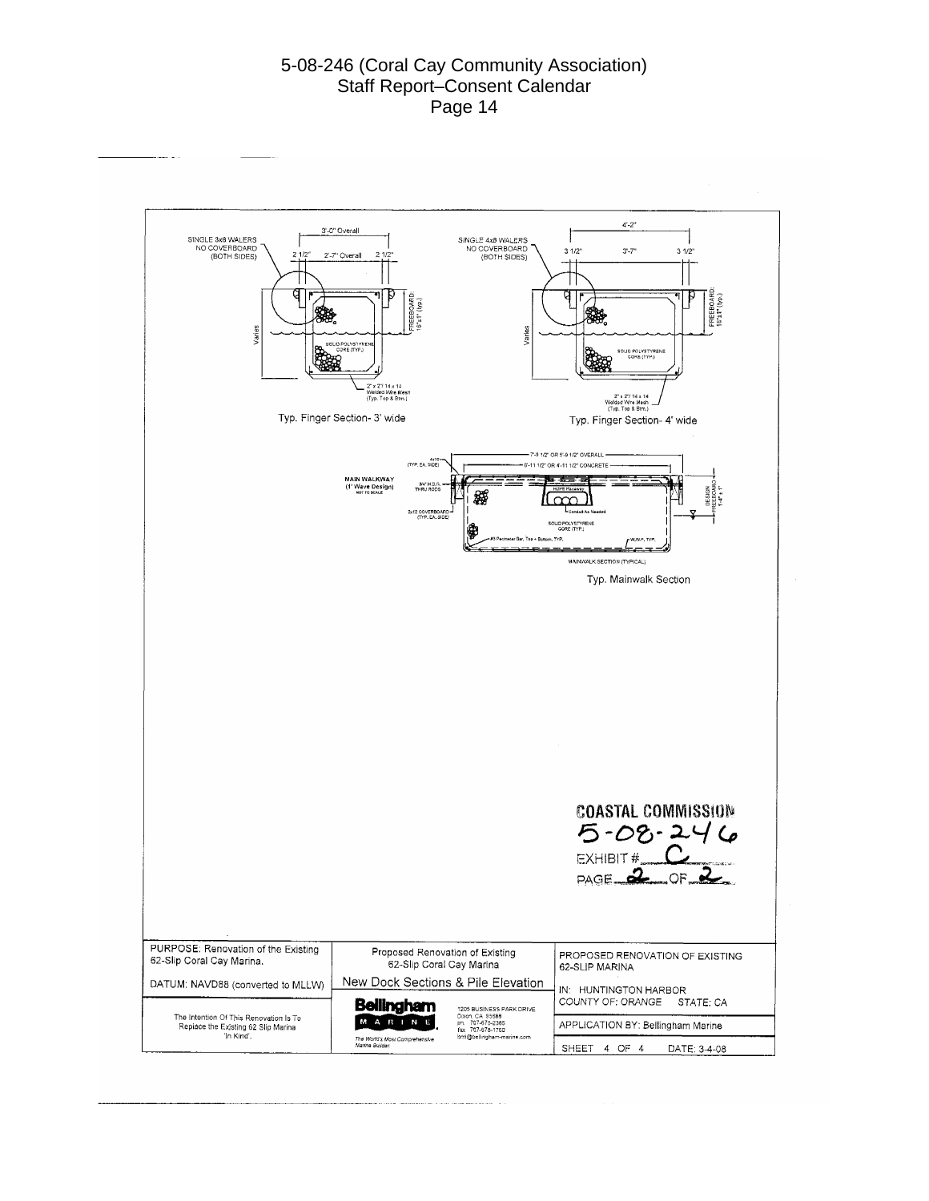SINGLE 3x8 WALERS
NO COVERBOARD
(BOTH SIDES)

3'-0" Overall

2 1/2" 2'-7" Overall 2 1/2"

FREEBOARD 16"±1" (typ.)

Varies

SOLID POLYSTYRENE CORE (TYP.)

2" x 2" / 14 x 14
Welded Wire Mesh
(Typ. Top & Btm.)

Typ. Finger Section- 3' wide

SINGLE 4x8 WALERS
NO COVERBOARD
(BOTH SIDES)

4'-2"

3 1/2" 3'-7" 3 1/2"

FREEBOARD 16"±1" (typ.)

Varies

SOLID POLYSTYRENE CORE (TYP.)

2" x 2" / 14 x 14
Welded Wire Mesh
(Typ. Top & Btm.)

Typ. Finger Section- 4' wide

MAIN WALKWAY
(1' Wave Design)
NOT TO SCALE

4x10 (TYP. EA. SIDE)

7'-9 1/2" OR 5'-9 1/2" OVERALL

6'-11 1/2" OR 4'-11 1/2" CONCRETE

3/4" H.D.G. THRU RODS

HDPE Raceway

Conduit As Needed

3x12 COVERBOARD (TYP. EA. SIDE)

SOLID POLYSTYRENE CORE (TYP.)

#3 Perimeter Bar, Top + Bottom, TYP.

W.W.F. TYP.

DESIGN FREEBOARD 1'-4" ± 1"

MAINWALK SECTION (TYPICAL)

Typ. Mainwalk Section

COASTAL COMMISSION
5-08-246
EXHIBIT # C
PAGE 2 OF 2

| PURPOSE: Renovation of the Existing 62-Slip Coral Cay Marina. | Proposed Renovation of Existing 62-Slip Coral Cay Marina | PROPOSED RENOVATION OF EXISTING 62-SLIP MARINA |
|---|---|---|
| DATUM: NAVD88 (converted to MLLW) | New Dock Sections & Pile Elevation | IN: HUNTINGTON HARBOR COUNTY OF: ORANGE STATE: CA |
| The Intention Of This Renovation Is To Replace the Existing 62 Slip Marina "In Kind". | Bellingham MARINE. The World's Most Comprehensive Marina Builder. 1205 BUSINESS PARK DRIVE Dixon, CA 95688 ph. 707-678-2385 fax 707-678-1762 bmi@bellingham-marine.com | APPLICATION BY: Bellingham Marine |
| | | SHEET 4 OF 4 DATE: 3-4-08 |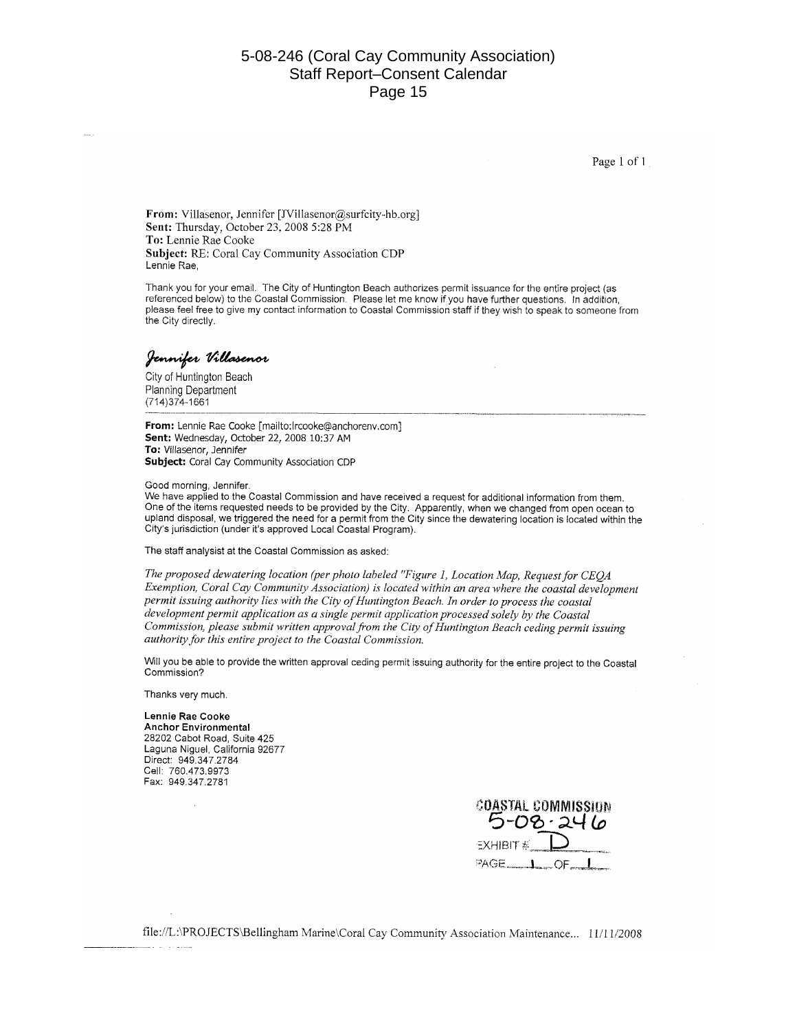**From:** Villasenor, Jennifer [JVillasenor@surfcity-hb.org]
**Sent:** Thursday, October 23, 2008 5:28 PM
**To:** Lennie Rae Cooke
**Subject:** RE: Coral Cay Community Association CDP

Lennie Rae,

Thank you for your email. The City of Huntington Beach authorizes permit issuance for the entire project (as referenced below) to the Coastal Commission. Please let me know if you have further questions. In addition, please feel free to give my contact information to Coastal Commission staff if they wish to speak to someone from the City directly.

*Jennifer Villasenor*

City of Huntington Beach
Planning Department
(714)374-1661

---

**From:** Lennie Rae Cooke [mailto:lrcooke@anchorenv.com]
**Sent:** Wednesday, October 22, 2008 10:37 AM
**To:** Villasenor, Jennifer
**Subject:** Coral Cay Community Association CDP

Good morning, Jennifer.
We have applied to the Coastal Commission and have received a request for additional information from them. One of the items requested needs to be provided by the City. Apparently, when we changed from open ocean to upland disposal, we triggered the need for a permit from the City since the dewatering location is located within the City's jurisdiction (under it's approved Local Coastal Program).

The staff analyst at the Coastal Commission as asked:

*The proposed dewatering location (per photo labeled "Figure 1, Location Map, Request for CEQA Exemption, Coral Cay Community Association) is located within an area where the coastal development permit issuing authority lies with the City of Huntington Beach. In order to process the coastal development permit application as a single permit application processed solely by the Coastal Commission, please submit written approval from the City of Huntington Beach ceding permit issuing authority for this entire project to the Coastal Commission.*

Will you be able to provide the written approval ceding permit issuing authority for the entire project to the Coastal Commission?

Thanks very much.

**Lennie Rae Cooke**
**Anchor Environmental**
28202 Cabot Road, Suite 425
Laguna Niguel, California 92677
Direct: 949.347.2784
Cell: 760.473.9973
Fax: 949.347.2781

COASTAL COMMISSION
5-08-246
EXHIBIT # D
PAGE 1 OF 1

file://L:\PROJECTS\Bellingham Marine\Coral Cay Community Association Maintenance... 11/11/2008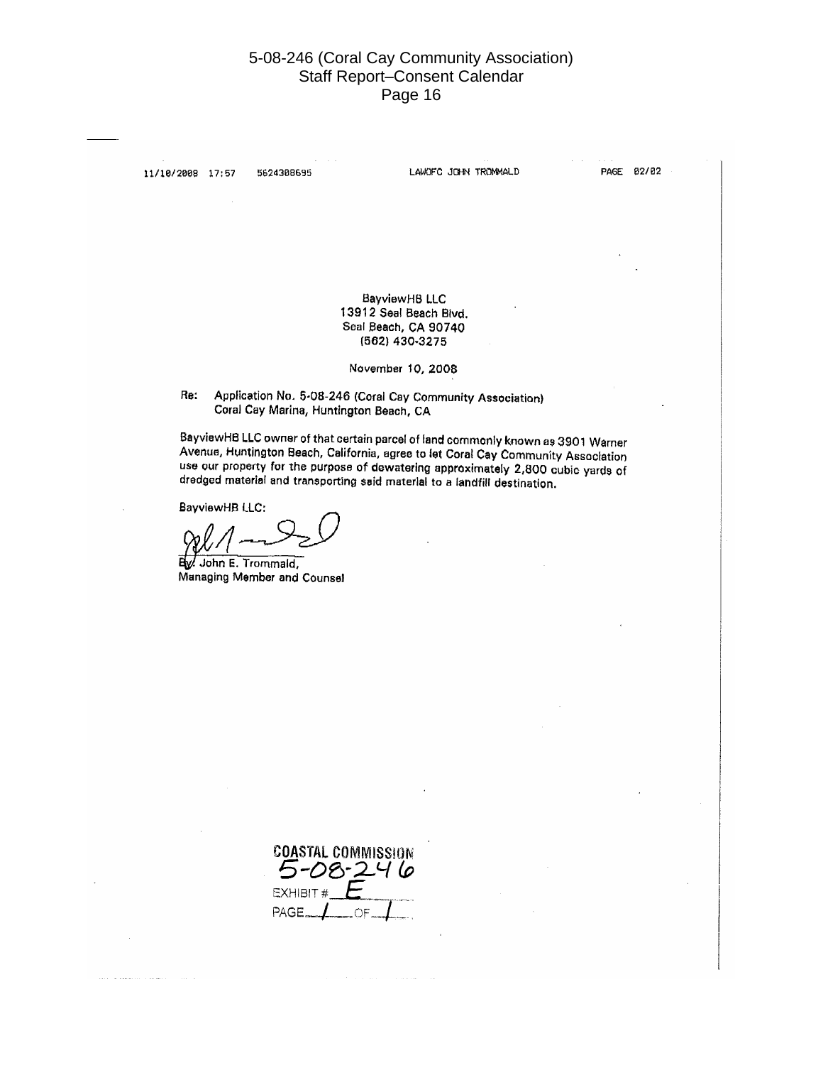11/10/2008 17:57 5624308695 LAWOFC JOHN TROMMALD PAGE 02/02

BayviewHB LLC
13912 Seal Beach Blvd.
Seal Beach, CA 90740
(562) 430-3275

November 10, 2008

Re: Application No. 5-08-246 (Coral Cay Community Association)
Coral Cay Marina, Huntington Beach, CA

BayviewHB LLC owner of that certain parcel of land commonly known as 3901 Warner Avenue, Huntington Beach, California, agree to let Coral Cay Community Association use our property for the purpose of dewatering approximately 2,800 cubic yards of dredged material and transporting said material to a landfill destination.

BayviewHB LLC:

By: John E. Trommald,
Managing Member and Counsel

COASTAL COMMISSION
5-08-246
EXHIBIT # E
PAGE 1 OF 1